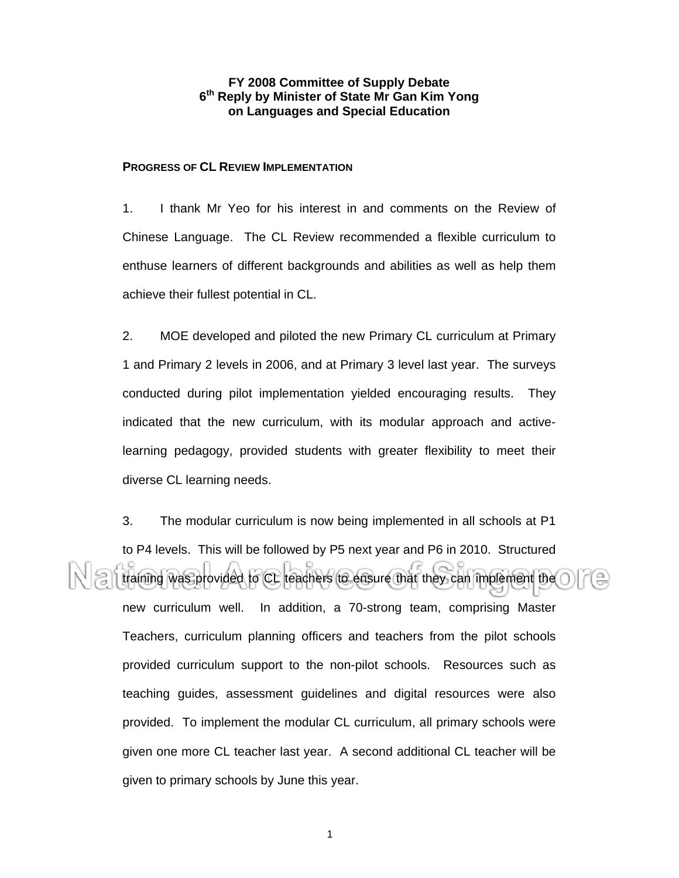**FY 2008 Committee of Supply Debate**
**6th Reply by Minister of State Mr Gan Kim Yong on Languages and Special Education**

**PROGRESS OF CL REVIEW IMPLEMENTATION**

1. I thank Mr Yeo for his interest in and comments on the Review of Chinese Language. The CL Review recommended a flexible curriculum to enthuse learners of different backgrounds and abilities as well as help them achieve their fullest potential in CL.

2. MOE developed and piloted the new Primary CL curriculum at Primary 1 and Primary 2 levels in 2006, and at Primary 3 level last year. The surveys conducted during pilot implementation yielded encouraging results. They indicated that the new curriculum, with its modular approach and active-learning pedagogy, provided students with greater flexibility to meet their diverse CL learning needs.

3. The modular curriculum is now being implemented in all schools at P1 to P4 levels. This will be followed by P5 next year and P6 in 2010. Structured training was provided to CL teachers to ensure that they can implement the new curriculum well. In addition, a 70-strong team, comprising Master Teachers, curriculum planning officers and teachers from the pilot schools provided curriculum support to the non-pilot schools. Resources such as teaching guides, assessment guidelines and digital resources were also provided. To implement the modular CL curriculum, all primary schools were given one more CL teacher last year. A second additional CL teacher will be given to primary schools by June this year.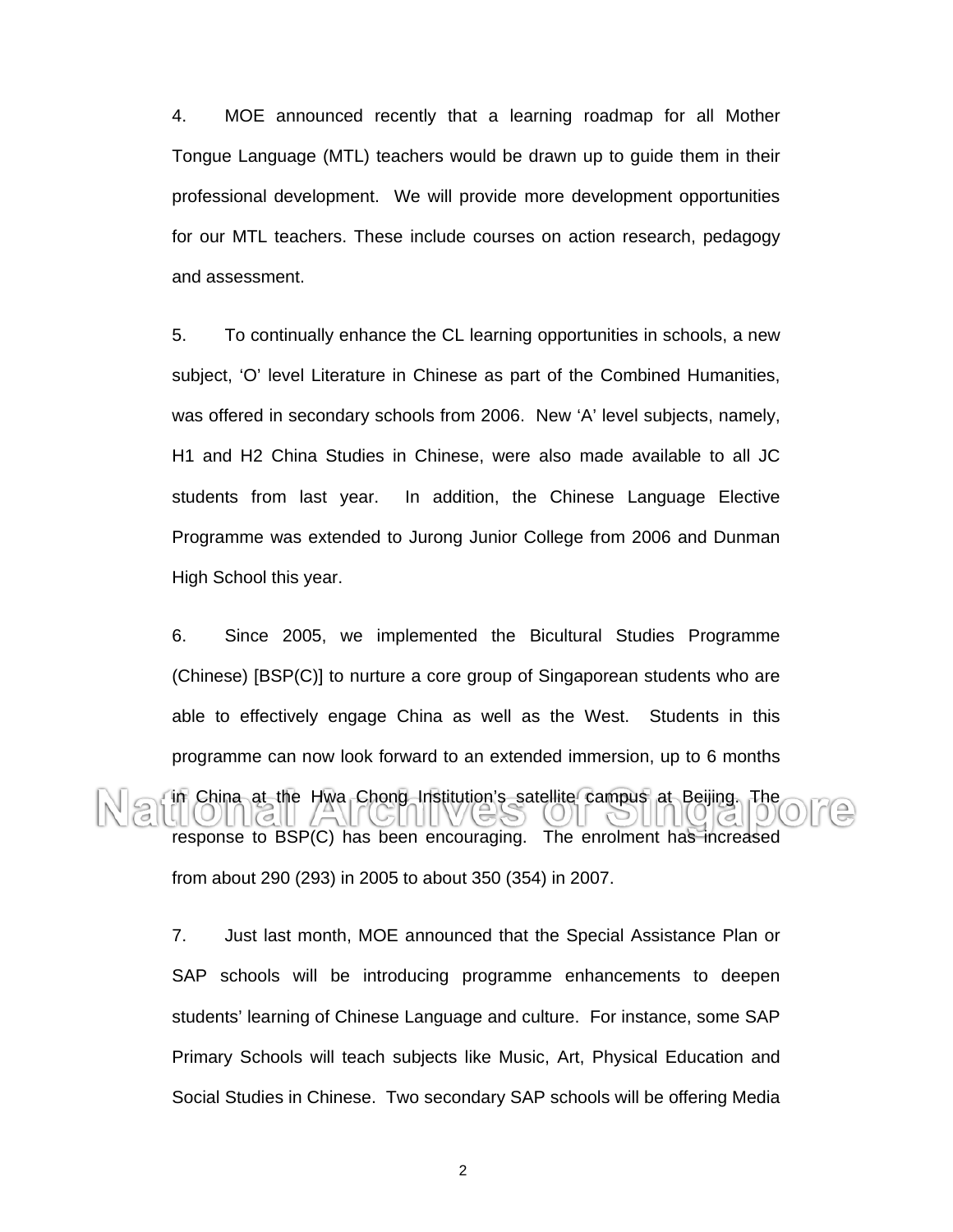4. MOE announced recently that a learning roadmap for all Mother Tongue Language (MTL) teachers would be drawn up to guide them in their professional development. We will provide more development opportunities for our MTL teachers. These include courses on action research, pedagogy and assessment.

5. To continually enhance the CL learning opportunities in schools, a new subject, 'O' level Literature in Chinese as part of the Combined Humanities, was offered in secondary schools from 2006. New 'A' level subjects, namely, H1 and H2 China Studies in Chinese, were also made available to all JC students from last year. In addition, the Chinese Language Elective Programme was extended to Jurong Junior College from 2006 and Dunman High School this year.

6. Since 2005, we implemented the Bicultural Studies Programme (Chinese) [BSP(C)] to nurture a core group of Singaporean students who are able to effectively engage China as well as the West. Students in this programme can now look forward to an extended immersion, up to 6 months in China at the Hwa Chong Institution's satellite campus at Beijing. The response to BSP(C) has been encouraging. The enrolment has increased from about 290 (293) in 2005 to about 350 (354) in 2007.

7. Just last month, MOE announced that the Special Assistance Plan or SAP schools will be introducing programme enhancements to deepen students' learning of Chinese Language and culture. For instance, some SAP Primary Schools will teach subjects like Music, Art, Physical Education and Social Studies in Chinese. Two secondary SAP schools will be offering Media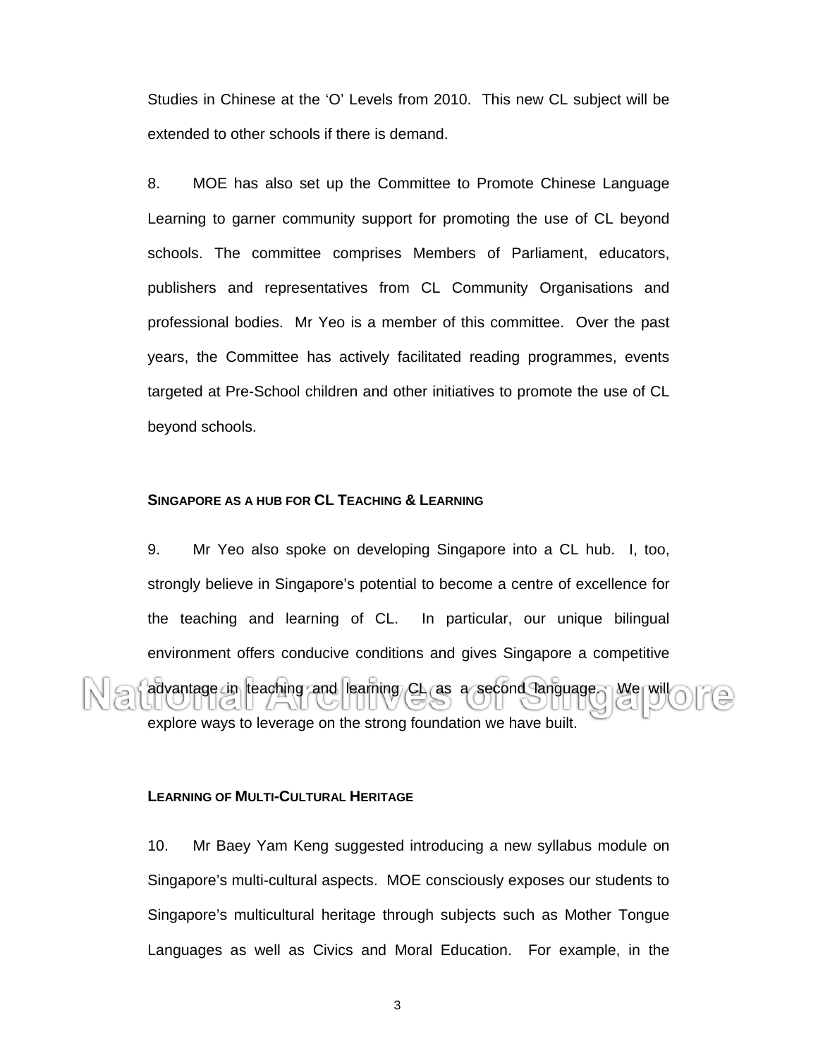Studies in Chinese at the 'O' Levels from 2010. This new CL subject will be extended to other schools if there is demand.

8. MOE has also set up the Committee to Promote Chinese Language Learning to garner community support for promoting the use of CL beyond schools. The committee comprises Members of Parliament, educators, publishers and representatives from CL Community Organisations and professional bodies. Mr Yeo is a member of this committee. Over the past years, the Committee has actively facilitated reading programmes, events targeted at Pre-School children and other initiatives to promote the use of CL beyond schools.

### SINGAPORE AS A HUB FOR CL TEACHING & LEARNING

9. Mr Yeo also spoke on developing Singapore into a CL hub. I, too, strongly believe in Singapore's potential to become a centre of excellence for the teaching and learning of CL. In particular, our unique bilingual environment offers conducive conditions and gives Singapore a competitive advantage in teaching and learning CL as a second language. We will explore ways to leverage on the strong foundation we have built.

### LEARNING OF MULTI-CULTURAL HERITAGE

10. Mr Baey Yam Keng suggested introducing a new syllabus module on Singapore's multi-cultural aspects. MOE consciously exposes our students to Singapore's multicultural heritage through subjects such as Mother Tongue Languages as well as Civics and Moral Education. For example, in the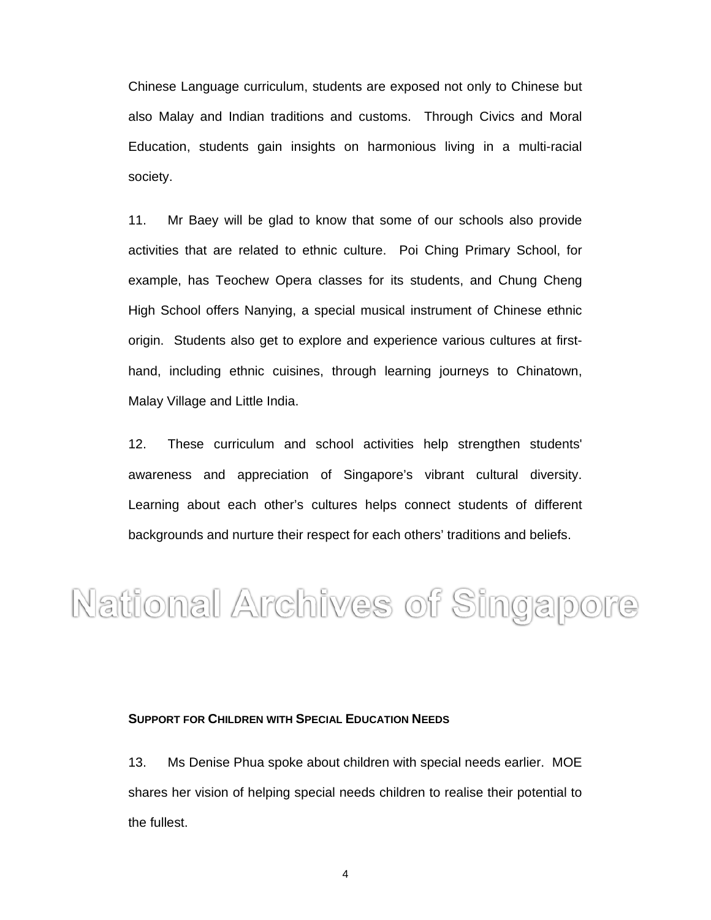Chinese Language curriculum, students are exposed not only to Chinese but also Malay and Indian traditions and customs. Through Civics and Moral Education, students gain insights on harmonious living in a multi-racial society.

11. Mr Baey will be glad to know that some of our schools also provide activities that are related to ethnic culture. Poi Ching Primary School, for example, has Teochew Opera classes for its students, and Chung Cheng High School offers Nanying, a special musical instrument of Chinese ethnic origin. Students also get to explore and experience various cultures at first-hand, including ethnic cuisines, through learning journeys to Chinatown, Malay Village and Little India.

12. These curriculum and school activities help strengthen students' awareness and appreciation of Singapore's vibrant cultural diversity. Learning about each other's cultures helps connect students of different backgrounds and nurture their respect for each others' traditions and beliefs.

National Archives of Singapore

**SUPPORT FOR CHILDREN WITH SPECIAL EDUCATION NEEDS**

13. Ms Denise Phua spoke about children with special needs earlier. MOE shares her vision of helping special needs children to realise their potential to the fullest.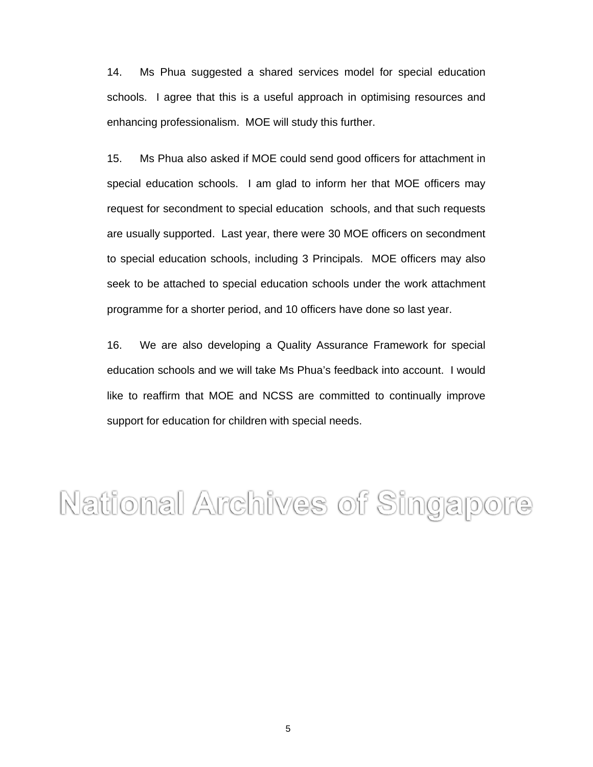14. Ms Phua suggested a shared services model for special education schools. I agree that this is a useful approach in optimising resources and enhancing professionalism. MOE will study this further.

15. Ms Phua also asked if MOE could send good officers for attachment in special education schools. I am glad to inform her that MOE officers may request for secondment to special education schools, and that such requests are usually supported. Last year, there were 30 MOE officers on secondment to special education schools, including 3 Principals. MOE officers may also seek to be attached to special education schools under the work attachment programme for a shorter period, and 10 officers have done so last year.

16. We are also developing a Quality Assurance Framework for special education schools and we will take Ms Phua's feedback into account. I would like to reaffirm that MOE and NCSS are committed to continually improve support for education for children with special needs.